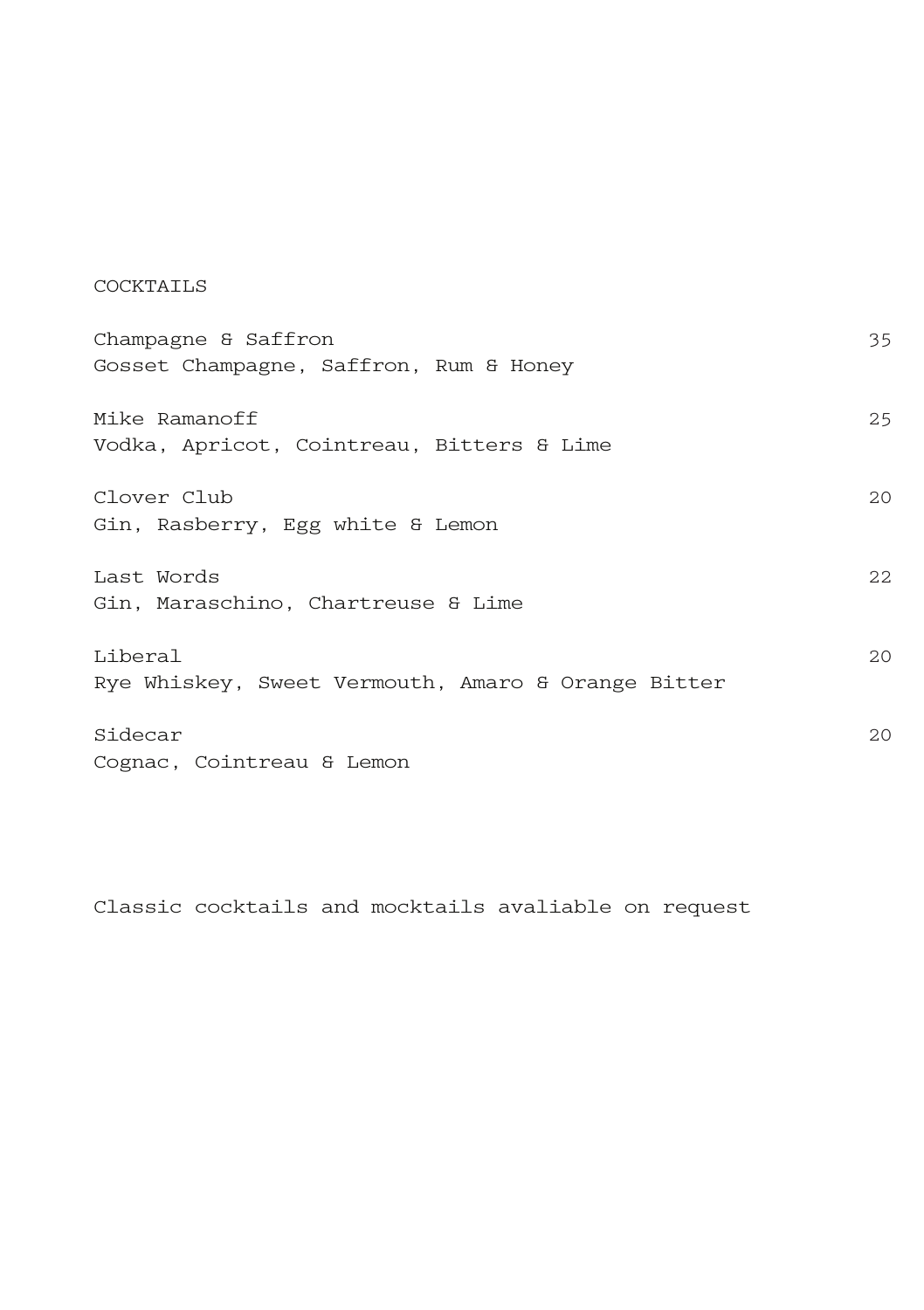## COCKTAILS

Champagne & Saffron — 35
Gosset Champagne, Saffron, Rum & Honey

Mike Ramanoff — 25
Vodka, Apricot, Cointreau, Bitters & Lime

Clover Club — 20
Gin, Rasberry, Egg white & Lemon

Last Words — 22
Gin, Maraschino, Chartreuse & Lime

Liberal — 20
Rye Whiskey, Sweet Vermouth, Amaro & Orange Bitter

Sidecar — 20
Cognac, Cointreau & Lemon

Classic cocktails and mocktails avaliable on request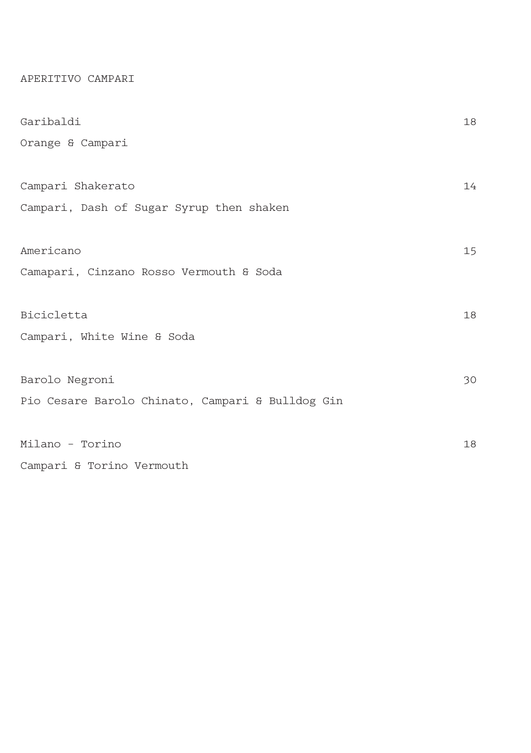## APERITIVO CAMPARI

Garibaldi 18

Orange & Campari

Campari Shakerato 14

Campari, Dash of Sugar Syrup then shaken

Americano 15

Camapari, Cinzano Rosso Vermouth & Soda

Bicicletta 18

Campari, White Wine & Soda

Barolo Negroni 30

Pio Cesare Barolo Chinato, Campari & Bulldog Gin

Milano - Torino 18

Campari & Torino Vermouth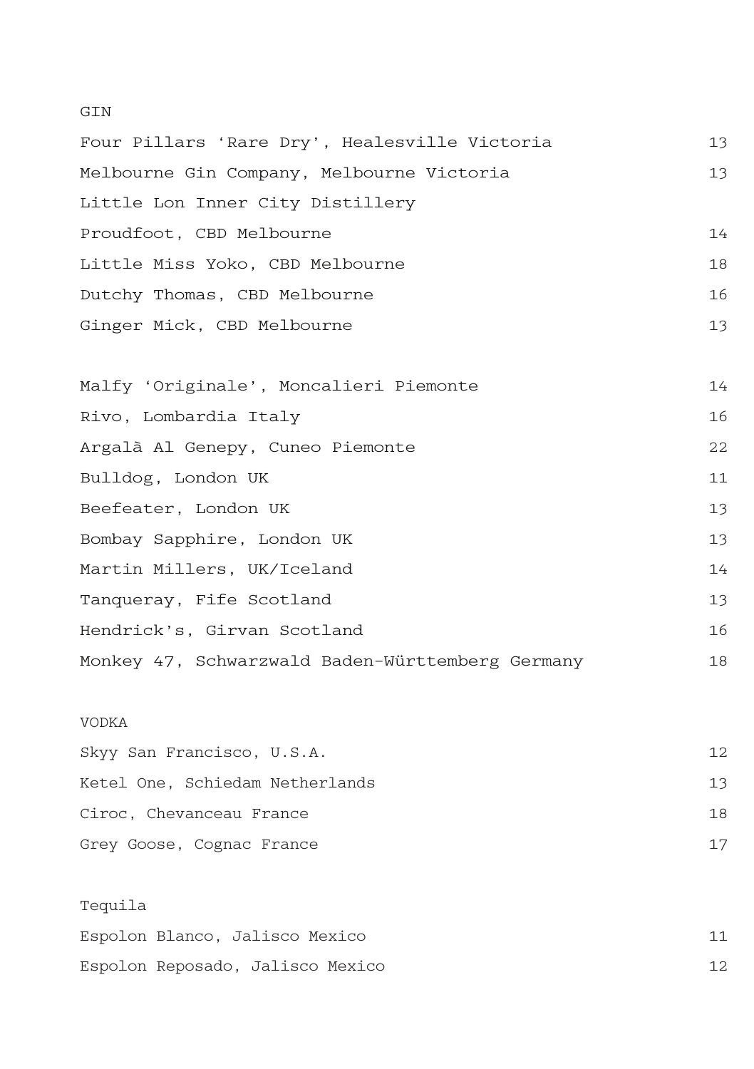## GIN

| | |
|---|---|
| Four Pillars ‘Rare Dry’, Healesville Victoria | 13 |
| Melbourne Gin Company, Melbourne Victoria | 13 |
| Little Lon Inner City Distillery | |
| Proudfoot, CBD Melbourne | 14 |
| Little Miss Yoko, CBD Melbourne | 18 |
| Dutchy Thomas, CBD Melbourne | 16 |
| Ginger Mick, CBD Melbourne | 13 |
| | |
| Malfy ‘Originale’, Moncalieri Piemonte | 14 |
| Rivo, Lombardia Italy | 16 |
| Argalà Al Genepy, Cuneo Piemonte | 22 |
| Bulldog, London UK | 11 |
| Beefeater, London UK | 13 |
| Bombay Sapphire, London UK | 13 |
| Martin Millers, UK/Iceland | 14 |
| Tanqueray, Fife Scotland | 13 |
| Hendrick’s, Girvan Scotland | 16 |
| Monkey 47, Schwarzwald Baden-Württemberg Germany | 18 |

## VODKA

| | |
|---|---|
| Skyy San Francisco, U.S.A. | 12 |
| Ketel One, Schiedam Netherlands | 13 |
| Ciroc, Chevanceau France | 18 |
| Grey Goose, Cognac France | 17 |

## Tequila

| | |
|---|---|
| Espolon Blanco, Jalisco Mexico | 11 |
| Espolon Reposado, Jalisco Mexico | 12 |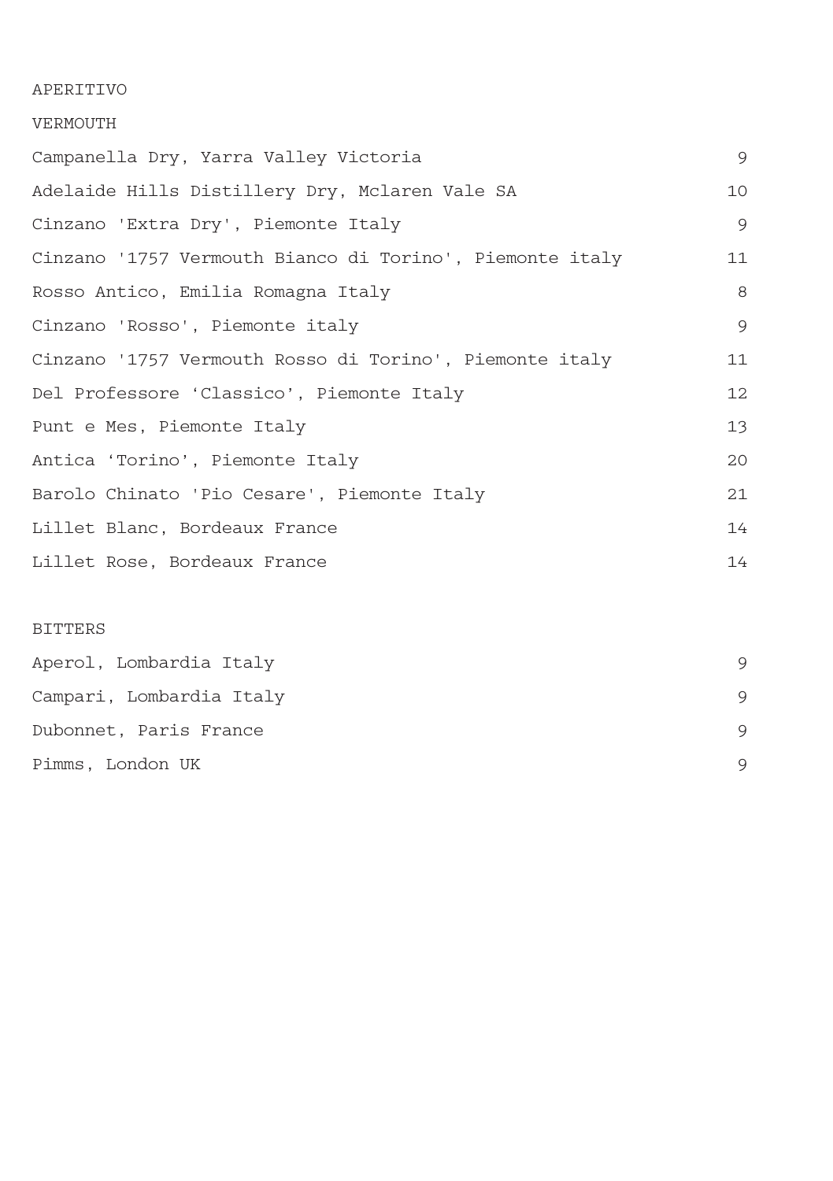# APERITIVO

## VERMOUTH

| | |
|---|---|
| Campanella Dry, Yarra Valley Victoria | 9 |
| Adelaide Hills Distillery Dry, Mclaren Vale SA | 10 |
| Cinzano 'Extra Dry', Piemonte Italy | 9 |
| Cinzano '1757 Vermouth Bianco di Torino', Piemonte italy | 11 |
| Rosso Antico, Emilia Romagna Italy | 8 |
| Cinzano 'Rosso', Piemonte italy | 9 |
| Cinzano '1757 Vermouth Rosso di Torino', Piemonte italy | 11 |
| Del Professore 'Classico', Piemonte Italy | 12 |
| Punt e Mes, Piemonte Italy | 13 |
| Antica 'Torino', Piemonte Italy | 20 |
| Barolo Chinato 'Pio Cesare', Piemonte Italy | 21 |
| Lillet Blanc, Bordeaux France | 14 |
| Lillet Rose, Bordeaux France | 14 |

## BITTERS

| | |
|---|---|
| Aperol, Lombardia Italy | 9 |
| Campari, Lombardia Italy | 9 |
| Dubonnet, Paris France | 9 |
| Pimms, London UK | 9 |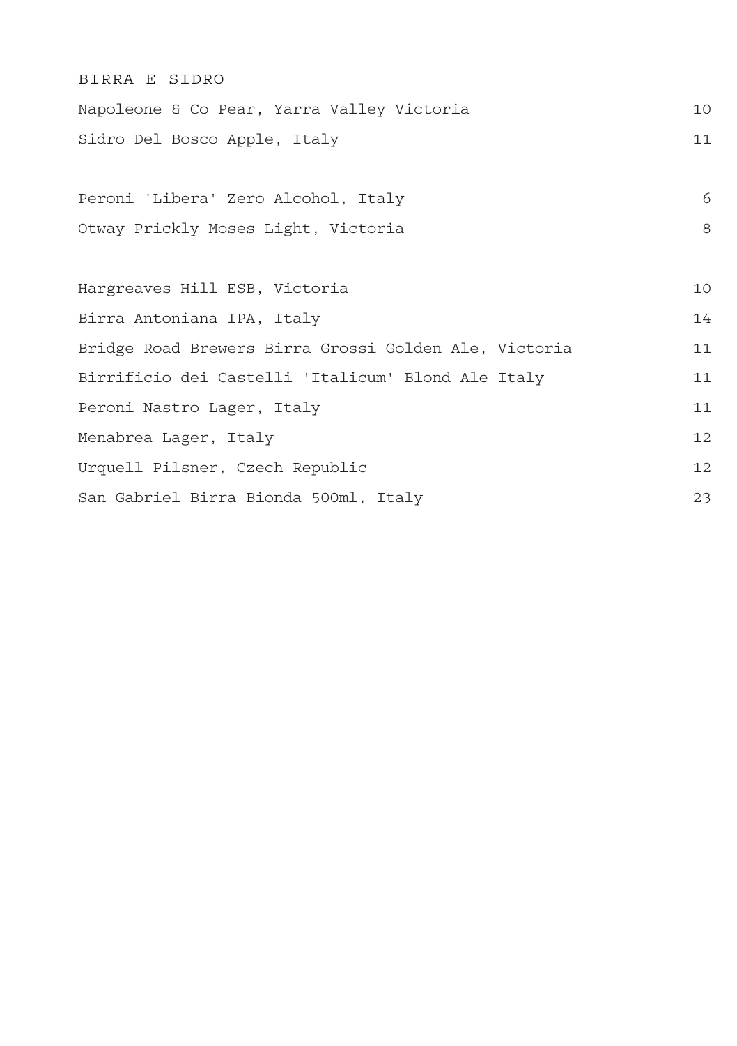## BIRRA E SIDRO

| | |
|---|---|
| Napoleone & Co Pear, Yarra Valley Victoria | 10 |
| Sidro Del Bosco Apple, Italy | 11 |
| | |
| Peroni 'Libera' Zero Alcohol, Italy | 6 |
| Otway Prickly Moses Light, Victoria | 8 |
| | |
| Hargreaves Hill ESB, Victoria | 10 |
| Birra Antoniana IPA, Italy | 14 |
| Bridge Road Brewers Birra Grossi Golden Ale, Victoria | 11 |
| Birrificio dei Castelli 'Italicum' Blond Ale Italy | 11 |
| Peroni Nastro Lager, Italy | 11 |
| Menabrea Lager, Italy | 12 |
| Urquell Pilsner, Czech Republic | 12 |
| San Gabriel Birra Bionda 500ml, Italy | 23 |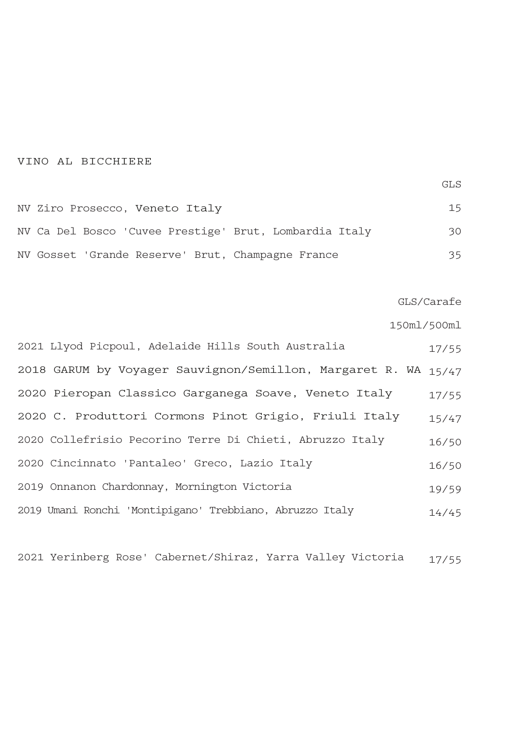# VINO AL BICCHIERE

| | GLS |
|---|---|
| NV Ziro Prosecco, Veneto Italy | 15 |
| NV Ca Del Bosco 'Cuvee Prestige' Brut, Lombardia Italy | 30 |
| NV Gosset 'Grande Reserve' Brut, Champagne France | 35 |

| | GLS/Carafe |
|---|---|
| | 150ml/500ml |
| 2021 Llyod Picpoul, Adelaide Hills South Australia | 17/55 |
| 2018 GARUM by Voyager Sauvignon/Semillon, Margaret R. WA | 15/47 |
| 2020 Pieropan Classico Garganega Soave, Veneto Italy | 17/55 |
| 2020 C. Produttori Cormons Pinot Grigio, Friuli Italy | 15/47 |
| 2020 Collefrisio Pecorino Terre Di Chieti, Abruzzo Italy | 16/50 |
| 2020 Cincinnato 'Pantaleo' Greco, Lazio Italy | 16/50 |
| 2019 Onnanon Chardonnay, Mornington Victoria | 19/59 |
| 2019 Umani Ronchi 'Montipigano' Trebbiano, Abruzzo Italy | 14/45 |
| | |
| 2021 Yerinberg Rose' Cabernet/Shiraz, Yarra Valley Victoria | 17/55 |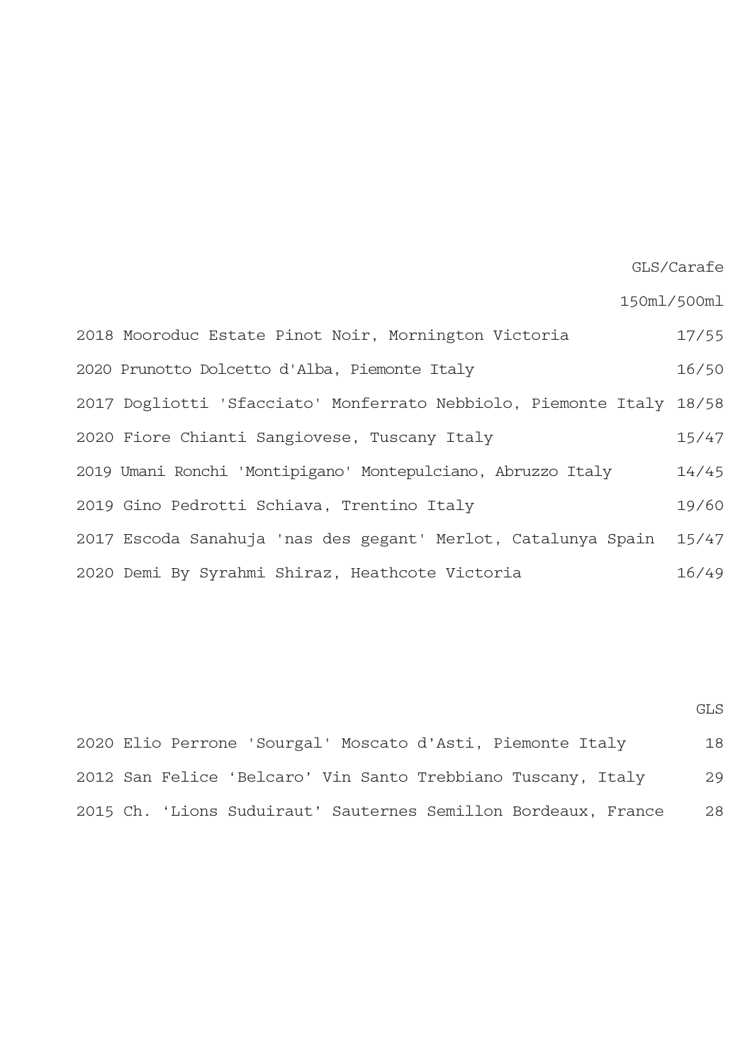| | GLS/Carafe |
|---|---|
| | 150ml/500ml |
| 2018 Mooroduc Estate Pinot Noir, Mornington Victoria | 17/55 |
| 2020 Prunotto Dolcetto d'Alba, Piemonte Italy | 16/50 |
| 2017 Dogliotti 'Sfacciato' Monferrato Nebbiolo, Piemonte Italy | 18/58 |
| 2020 Fiore Chianti Sangiovese, Tuscany Italy | 15/47 |
| 2019 Umani Ronchi 'Montipigano' Montepulciano, Abruzzo Italy | 14/45 |
| 2019 Gino Pedrotti Schiava, Trentino Italy | 19/60 |
| 2017 Escoda Sanahuja 'nas des gegant' Merlot, Catalunya Spain | 15/47 |
| 2020 Demi By Syrahmi Shiraz, Heathcote Victoria | 16/49 |

| | GLS |
|---|---|
| 2020 Elio Perrone 'Sourgal' Moscato d'Asti, Piemonte Italy | 18 |
| 2012 San Felice 'Belcaro' Vin Santo Trebbiano Tuscany, Italy | 29 |
| 2015 Ch. 'Lions Suduiraut' Sauternes Semillon Bordeaux, France | 28 |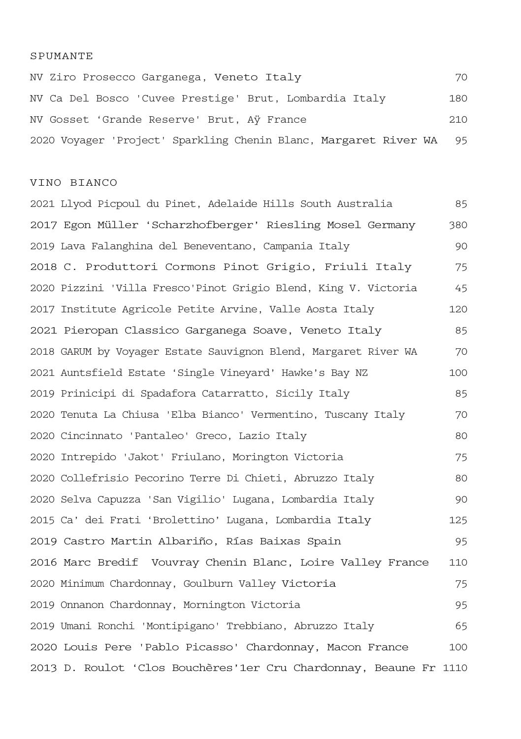## SPUMANTE

| | |
|---|---|
| NV Ziro Prosecco Garganega, Veneto Italy | 70 |
| NV Ca Del Bosco 'Cuvee Prestige' Brut, Lombardia Italy | 180 |
| NV Gosset 'Grande Reserve' Brut, Aÿ France | 210 |
| 2020 Voyager 'Project' Sparkling Chenin Blanc, Margaret River WA | 95 |

## VINO BIANCO

| | |
|---|---|
| 2021 Llyod Picpoul du Pinet, Adelaide Hills South Australia | 85 |
| 2017 Egon Müller 'Scharzhofberger' Riesling Mosel Germany | 380 |
| 2019 Lava Falanghina del Beneventano, Campania Italy | 90 |
| 2018 C. Produttori Cormons Pinot Grigio, Friuli Italy | 75 |
| 2020 Pizzini 'Villa Fresco'Pinot Grigio Blend, King V. Victoria | 45 |
| 2017 Institute Agricole Petite Arvine, Valle Aosta Italy | 120 |
| 2021 Pieropan Classico Garganega Soave, Veneto Italy | 85 |
| 2018 GARUM by Voyager Estate Sauvignon Blend, Margaret River WA | 70 |
| 2021 Auntsfield Estate 'Single Vineyard' Hawke's Bay NZ | 100 |
| 2019 Prinicipi di Spadafora Catarratto, Sicily Italy | 85 |
| 2020 Tenuta La Chiusa 'Elba Bianco' Vermentino, Tuscany Italy | 70 |
| 2020 Cincinnato 'Pantaleo' Greco, Lazio Italy | 80 |
| 2020 Intrepido 'Jakot' Friulano, Morington Victoria | 75 |
| 2020 Collefrisio Pecorino Terre Di Chieti, Abruzzo Italy | 80 |
| 2020 Selva Capuzza 'San Vigilio' Lugana, Lombardia Italy | 90 |
| 2015 Ca' dei Frati 'Brolettino' Lugana, Lombardia Italy | 125 |
| 2019 Castro Martin Albariño, Rías Baixas Spain | 95 |
| 2016 Marc Bredif Vouvray Chenin Blanc, Loire Valley France | 110 |
| 2020 Minimum Chardonnay, Goulburn Valley Victoria | 75 |
| 2019 Onnanon Chardonnay, Mornington Victoria | 95 |
| 2019 Umani Ronchi 'Montipigano' Trebbiano, Abruzzo Italy | 65 |
| 2020 Louis Pere 'Pablo Picasso' Chardonnay, Macon France | 100 |
| 2013 D. Roulot 'Clos Bouchères'1er Cru Chardonnay, Beaune Fr | 1110 |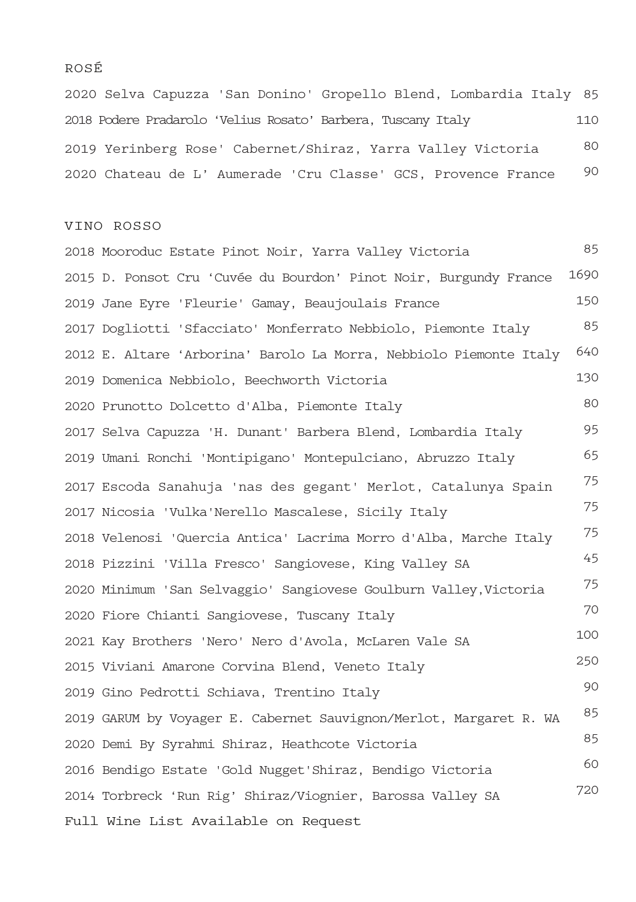## ROSÉ

| | |
|---|---|
| 2020 Selva Capuzza 'San Donino' Gropello Blend, Lombardia Italy | 85 |
| 2018 Podere Pradarolo 'Velius Rosato' Barbera, Tuscany Italy | 110 |
| 2019 Yerinberg Rose' Cabernet/Shiraz, Yarra Valley Victoria | 80 |
| 2020 Chateau de L' Aumerade 'Cru Classe' GCS, Provence France | 90 |

## VINO ROSSO

| | |
|---|---|
| 2018 Mooroduc Estate Pinot Noir, Yarra Valley Victoria | 85 |
| 2015 D. Ponsot Cru 'Cuvée du Bourdon' Pinot Noir, Burgundy France | 1690 |
| 2019 Jane Eyre 'Fleurie' Gamay, Beaujoulais France | 150 |
| 2017 Dogliotti 'Sfacciato' Monferrato Nebbiolo, Piemonte Italy | 85 |
| 2012 E. Altare 'Arborina' Barolo La Morra, Nebbiolo Piemonte Italy | 640 |
| 2019 Domenica Nebbiolo, Beechworth Victoria | 130 |
| 2020 Prunotto Dolcetto d'Alba, Piemonte Italy | 80 |
| 2017 Selva Capuzza 'H. Dunant' Barbera Blend, Lombardia Italy | 95 |
| 2019 Umani Ronchi 'Montipigano' Montepulciano, Abruzzo Italy | 65 |
| 2017 Escoda Sanahuja 'nas des gegant' Merlot, Catalunya Spain | 75 |
| 2017 Nicosia 'Vulka'Nerello Mascalese, Sicily Italy | 75 |
| 2018 Velenosi 'Quercia Antica' Lacrima Morro d'Alba, Marche Italy | 75 |
| 2018 Pizzini 'Villa Fresco' Sangiovese, King Valley SA | 45 |
| 2020 Minimum 'San Selvaggio' Sangiovese Goulburn Valley,Victoria | 75 |
| 2020 Fiore Chianti Sangiovese, Tuscany Italy | 70 |
| 2021 Kay Brothers 'Nero' Nero d'Avola, McLaren Vale SA | 100 |
| 2015 Viviani Amarone Corvina Blend, Veneto Italy | 250 |
| 2019 Gino Pedrotti Schiava, Trentino Italy | 90 |
| 2019 GARUM by Voyager E. Cabernet Sauvignon/Merlot, Margaret R. WA | 85 |
| 2020 Demi By Syrahmi Shiraz, Heathcote Victoria | 85 |
| 2016 Bendigo Estate 'Gold Nugget'Shiraz, Bendigo Victoria | 60 |
| 2014 Torbreck 'Run Rig' Shiraz/Viognier, Barossa Valley SA | 720 |

Full Wine List Available on Request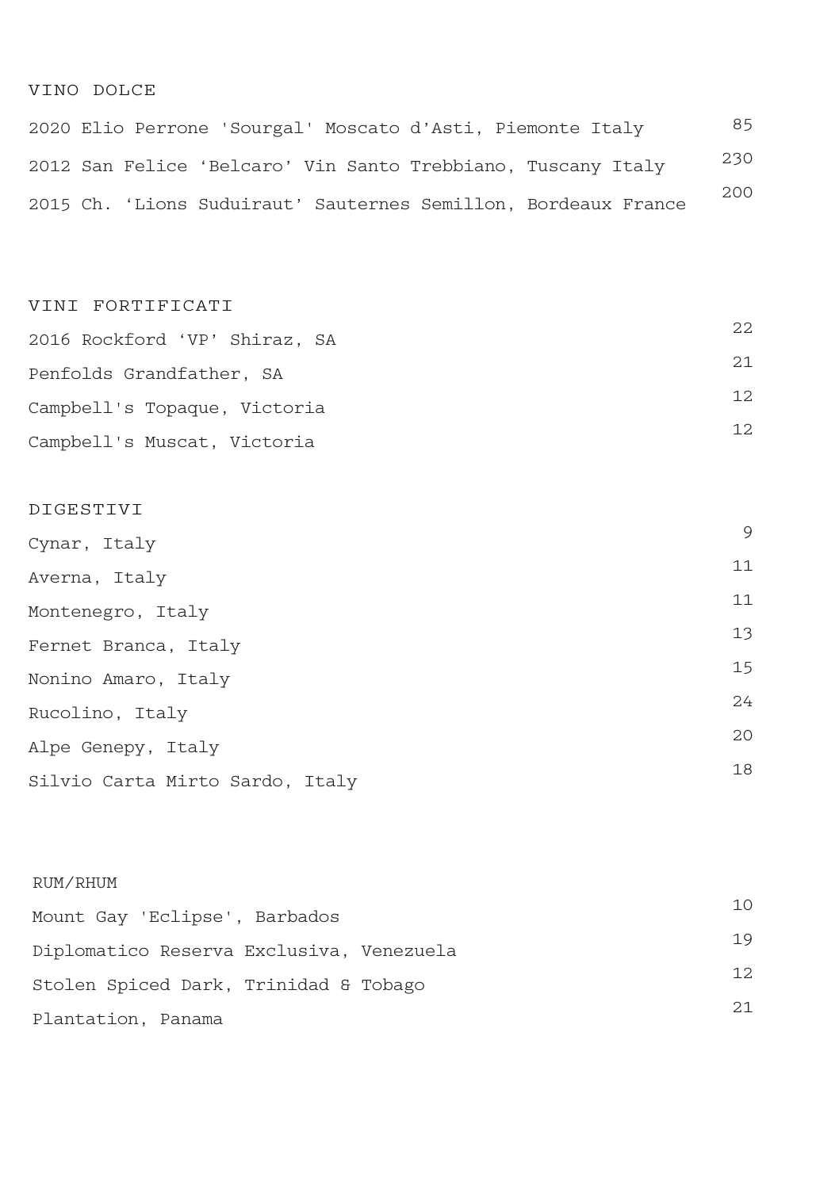## VINO DOLCE

| | |
|---|---|
| 2020 Elio Perrone 'Sourgal' Moscato d'Asti, Piemonte Italy | 85 |
| 2012 San Felice 'Belcaro' Vin Santo Trebbiano, Tuscany Italy | 230 |
| 2015 Ch. 'Lions Suduiraut' Sauternes Semillon, Bordeaux France | 200 |

## VINI FORTIFICATI

| | |
|---|---|
| 2016 Rockford 'VP' Shiraz, SA | 22 |
| Penfolds Grandfather, SA | 21 |
| Campbell's Topaque, Victoria | 12 |
| Campbell's Muscat, Victoria | 12 |

## DIGESTIVI

| | |
|---|---|
| Cynar, Italy | 9 |
| Averna, Italy | 11 |
| Montenegro, Italy | 11 |
| Fernet Branca, Italy | 13 |
| Nonino Amaro, Italy | 15 |
| Rucolino, Italy | 24 |
| Alpe Genepy, Italy | 20 |
| Silvio Carta Mirto Sardo, Italy | 18 |

## RUM/RHUM

| | |
|---|---|
| Mount Gay 'Eclipse', Barbados | 10 |
| Diplomatico Reserva Exclusiva, Venezuela | 19 |
| Stolen Spiced Dark, Trinidad & Tobago | 12 |
| Plantation, Panama | 21 |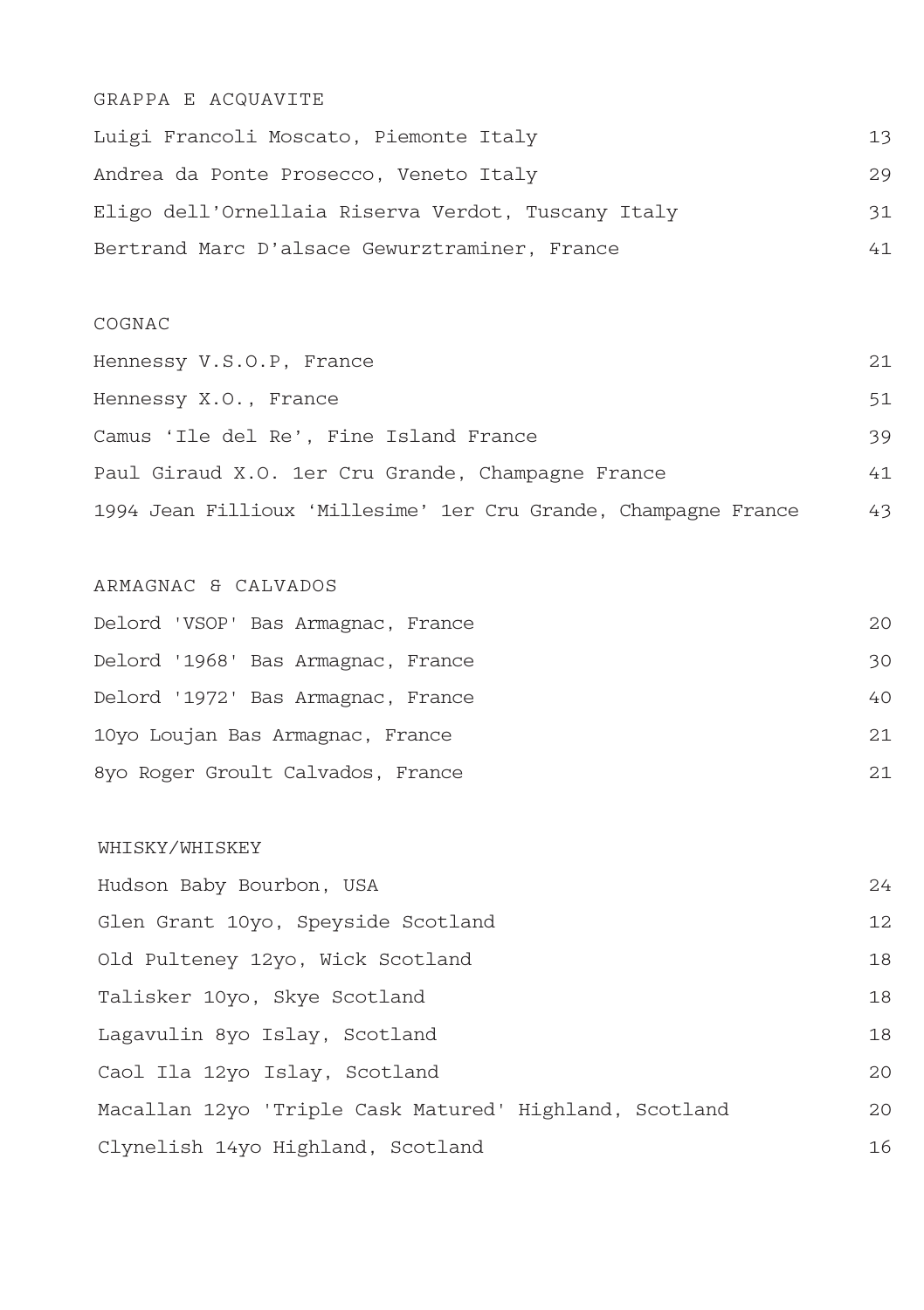## GRAPPA E ACQUAVITE

| | |
|---|---|
| Luigi Francoli Moscato, Piemonte Italy | 13 |
| Andrea da Ponte Prosecco, Veneto Italy | 29 |
| Eligo dell'Ornellaia Riserva Verdot, Tuscany Italy | 31 |
| Bertrand Marc D'alsace Gewurztraminer, France | 41 |

## COGNAC

| | |
|---|---|
| Hennessy V.S.O.P, France | 21 |
| Hennessy X.O., France | 51 |
| Camus 'Ile del Re', Fine Island France | 39 |
| Paul Giraud X.O. 1er Cru Grande, Champagne France | 41 |
| 1994 Jean Fillioux 'Millesime' 1er Cru Grande, Champagne France | 43 |

## ARMAGNAC & CALVADOS

| | |
|---|---|
| Delord 'VSOP' Bas Armagnac, France | 20 |
| Delord '1968' Bas Armagnac, France | 30 |
| Delord '1972' Bas Armagnac, France | 40 |
| 10yo Loujan Bas Armagnac, France | 21 |
| 8yo Roger Groult Calvados, France | 21 |

## WHISKY/WHISKEY

| | |
|---|---|
| Hudson Baby Bourbon, USA | 24 |
| Glen Grant 10yo, Speyside Scotland | 12 |
| Old Pulteney 12yo, Wick Scotland | 18 |
| Talisker 10yo, Skye Scotland | 18 |
| Lagavulin 8yo Islay, Scotland | 18 |
| Caol Ila 12yo Islay, Scotland | 20 |
| Macallan 12yo 'Triple Cask Matured' Highland, Scotland | 20 |
| Clynelish 14yo Highland, Scotland | 16 |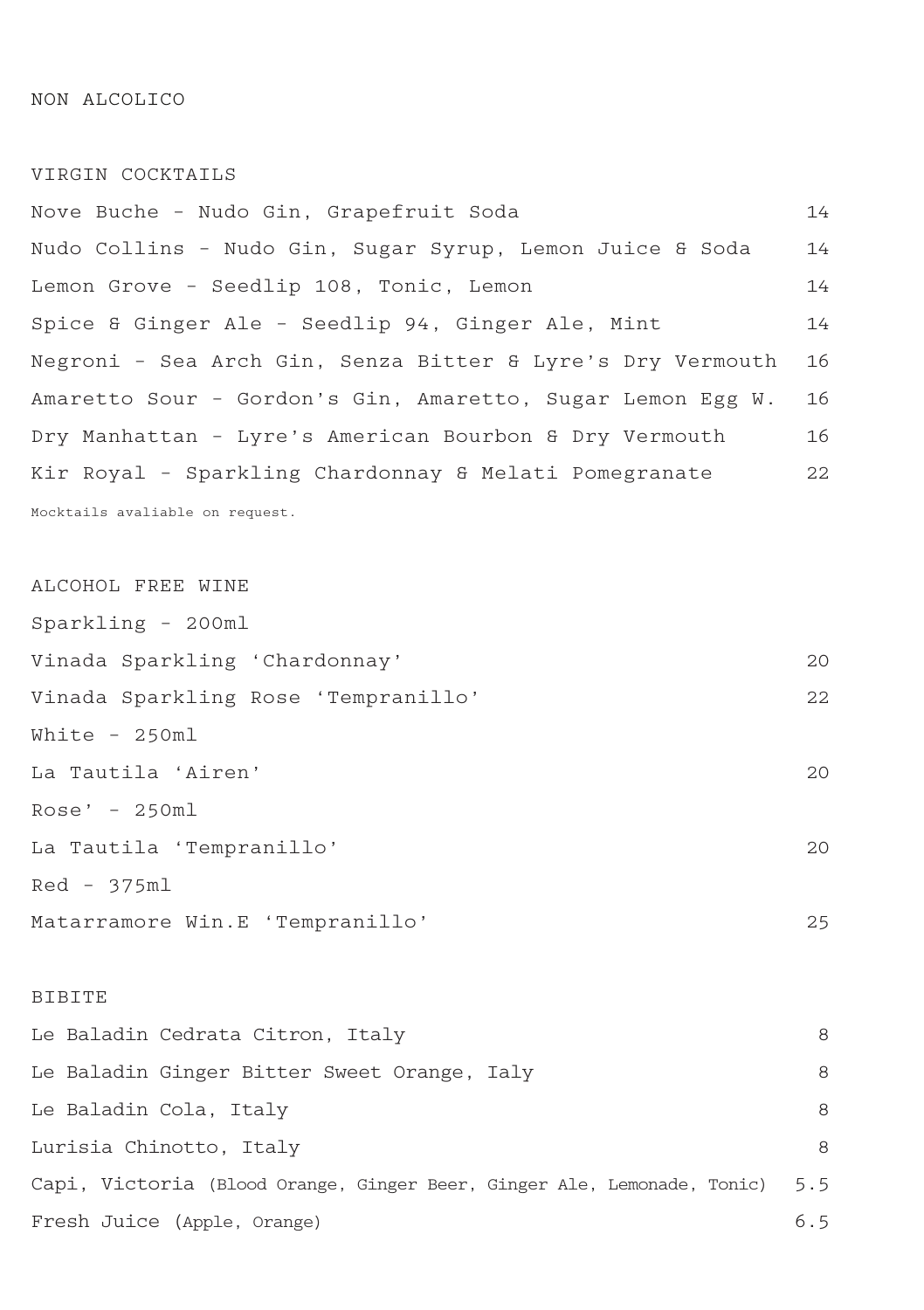# NON ALCOLICO

## VIRGIN COCKTAILS

| | |
|---|---|
| Nove Buche - Nudo Gin, Grapefruit Soda | 14 |
| Nudo Collins - Nudo Gin, Sugar Syrup, Lemon Juice & Soda | 14 |
| Lemon Grove - Seedlip 108, Tonic, Lemon | 14 |
| Spice & Ginger Ale - Seedlip 94, Ginger Ale, Mint | 14 |
| Negroni - Sea Arch Gin, Senza Bitter & Lyre's Dry Vermouth | 16 |
| Amaretto Sour - Gordon's Gin, Amaretto, Sugar Lemon Egg W. | 16 |
| Dry Manhattan - Lyre's American Bourbon & Dry Vermouth | 16 |
| Kir Royal - Sparkling Chardonnay & Melati Pomegranate | 22 |

Mocktails avaliable on request.

## ALCOHOL FREE WINE

| | |
|---|---|
| Sparkling - 200ml | |
| Vinada Sparkling 'Chardonnay' | 20 |
| Vinada Sparkling Rose 'Tempranillo' | 22 |
| White - 250ml | |
| La Tautila 'Airen' | 20 |
| Rose' - 250ml | |
| La Tautila 'Tempranillo' | 20 |
| Red - 375ml | |
| Matarramore Win.E 'Tempranillo' | 25 |

## BIBITE

| | |
|---|---|
| Le Baladin Cedrata Citron, Italy | 8 |
| Le Baladin Ginger Bitter Sweet Orange, Ialy | 8 |
| Le Baladin Cola, Italy | 8 |
| Lurisia Chinotto, Italy | 8 |
| Capi, Victoria (Blood Orange, Ginger Beer, Ginger Ale, Lemonade, Tonic) | 5.5 |
| Fresh Juice (Apple, Orange) | 6.5 |